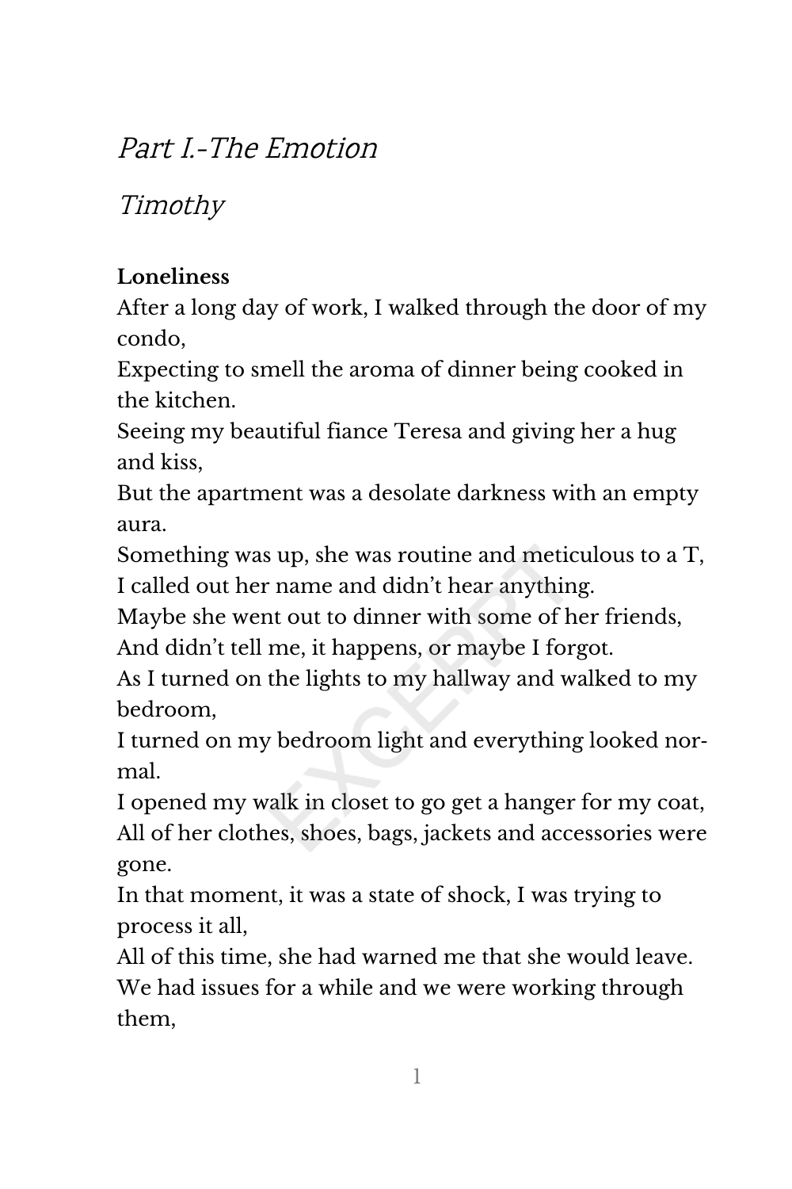*Part I.-The Emotion*

*Timothy*

**Loneliness**

After a long day of work, I walked through the door of my condo,
Expecting to smell the aroma of dinner being cooked in the kitchen.
Seeing my beautiful fiance Teresa and giving her a hug and kiss,
But the apartment was a desolate darkness with an empty aura.
Something was up, she was routine and meticulous to a T,
I called out her name and didn't hear anything.
Maybe she went out to dinner with some of her friends,
And didn't tell me, it happens, or maybe I forgot.
As I turned on the lights to my hallway and walked to my bedroom,
I turned on my bedroom light and everything looked normal.
I opened my walk in closet to go get a hanger for my coat,
All of her clothes, shoes, bags, jackets and accessories were gone.
In that moment, it was a state of shock, I was trying to process it all,
All of this time, she had warned me that she would leave.
We had issues for a while and we were working through them,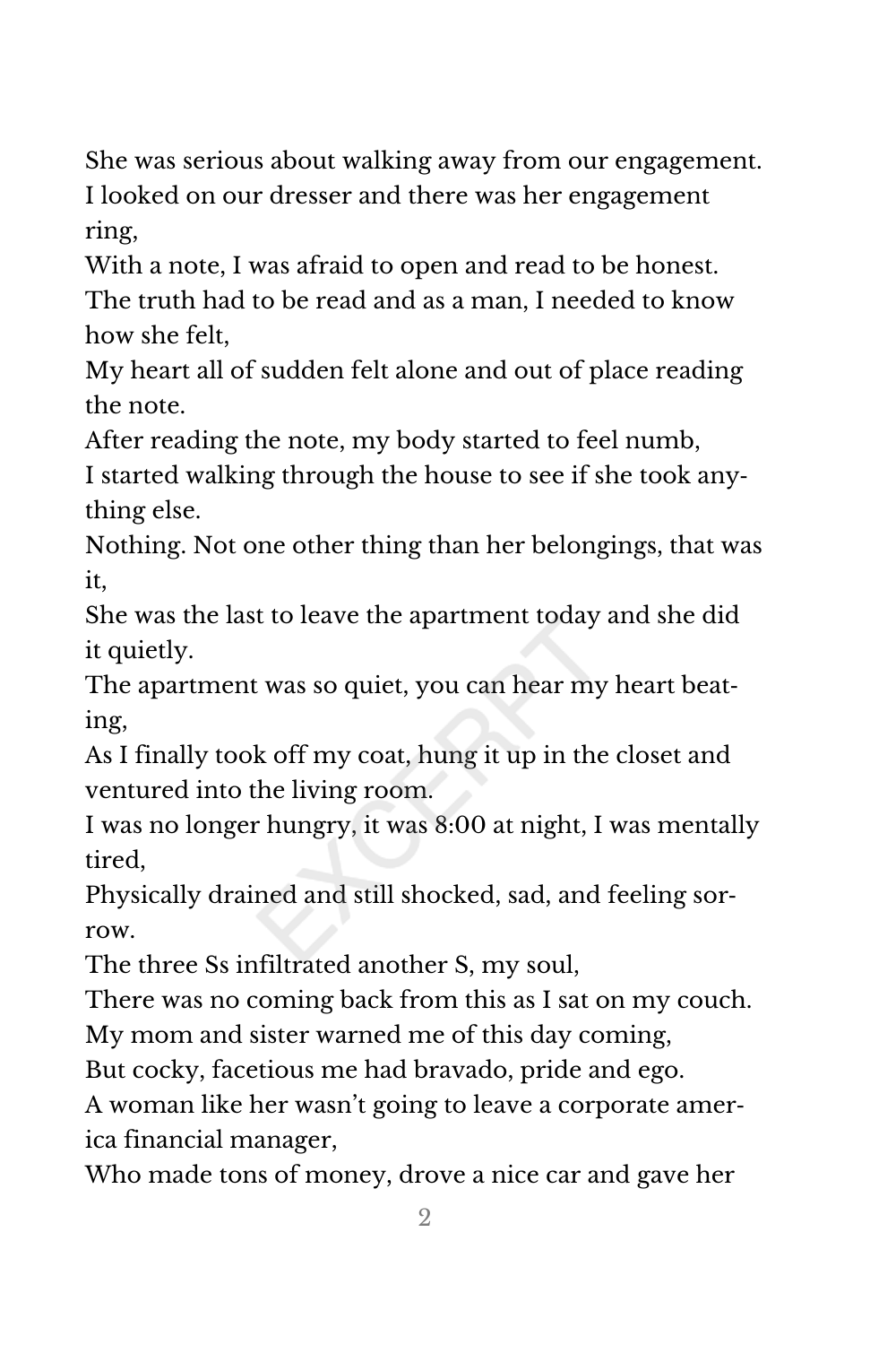She was serious about walking away from our engagement.
I looked on our dresser and there was her engagement ring,
With a note, I was afraid to open and read to be honest.
The truth had to be read and as a man, I needed to know how she felt,
My heart all of sudden felt alone and out of place reading the note.
After reading the note, my body started to feel numb,
I started walking through the house to see if she took anything else.
Nothing. Not one other thing than her belongings, that was it,
She was the last to leave the apartment today and she did it quietly.
The apartment was so quiet, you can hear my heart beating,
As I finally took off my coat, hung it up in the closet and ventured into the living room.
I was no longer hungry, it was 8:00 at night, I was mentally tired,
Physically drained and still shocked, sad, and feeling sorrow.
The three Ss infiltrated another S, my soul,
There was no coming back from this as I sat on my couch.
My mom and sister warned me of this day coming,
But cocky, facetious me had bravado, pride and ego.
A woman like her wasn't going to leave a corporate america financial manager,
Who made tons of money, drove a nice car and gave her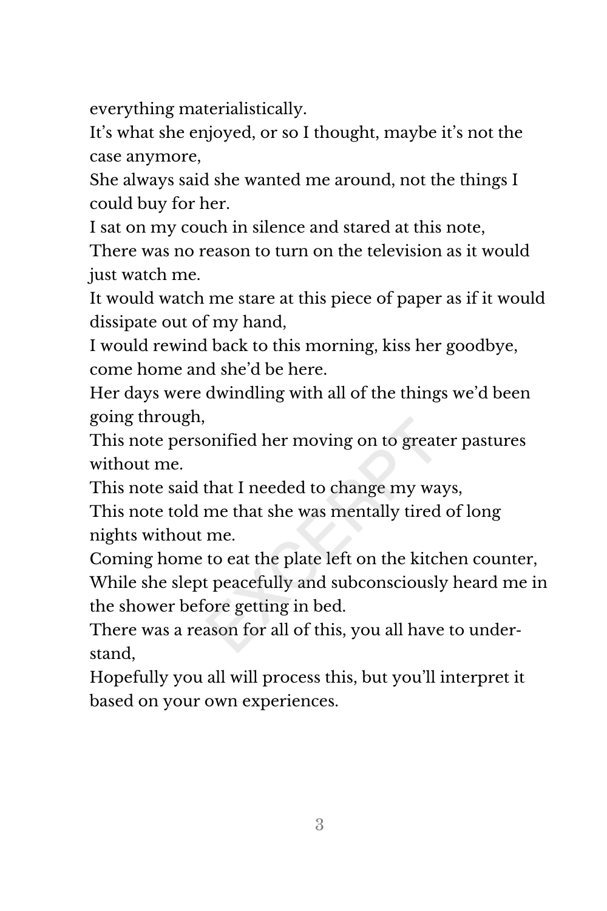everything materialistically.
It's what she enjoyed, or so I thought, maybe it's not the case anymore,
She always said she wanted me around, not the things I could buy for her.
I sat on my couch in silence and stared at this note,
There was no reason to turn on the television as it would just watch me.
It would watch me stare at this piece of paper as if it would dissipate out of my hand,
I would rewind back to this morning, kiss her goodbye, come home and she'd be here.
Her days were dwindling with all of the things we'd been going through,
This note personified her moving on to greater pastures without me.
This note said that I needed to change my ways,
This note told me that she was mentally tired of long nights without me.
Coming home to eat the plate left on the kitchen counter,
While she slept peacefully and subconsciously heard me in the shower before getting in bed.
There was a reason for all of this, you all have to understand,
Hopefully you all will process this, but you'll interpret it based on your own experiences.